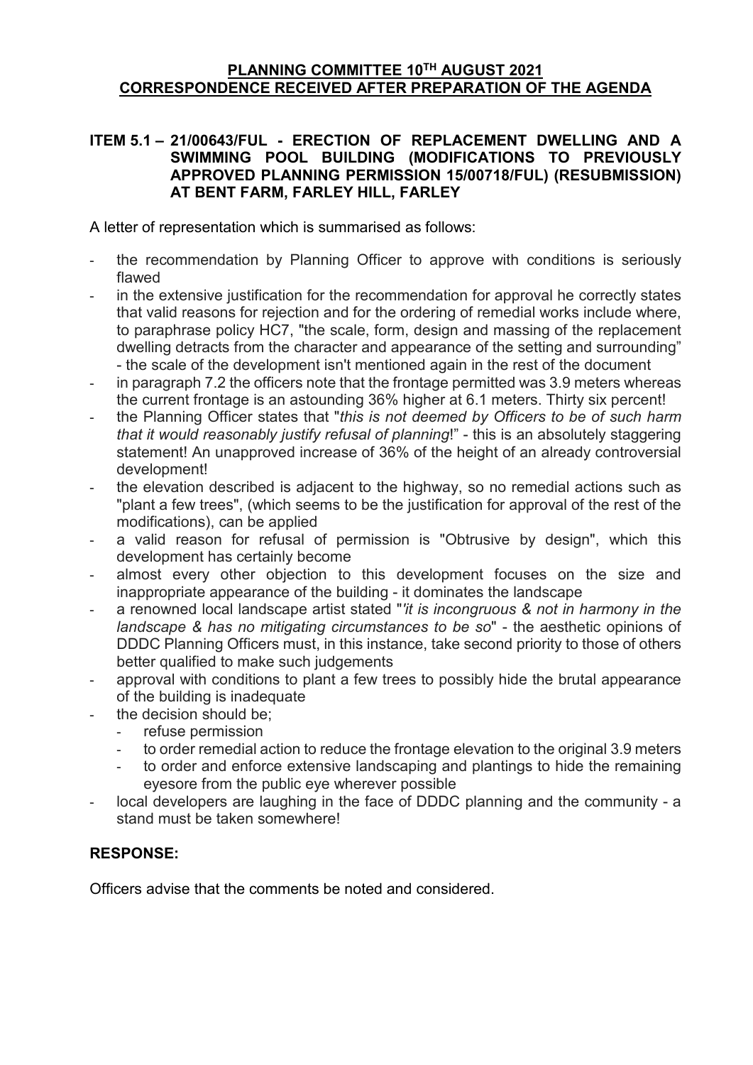# PLANNING COMMITTEE 10TH AUGUST 2021
# CORRESPONDENCE RECEIVED AFTER PREPARATION OF THE AGENDA

## ITEM 5.1 – 21/00643/FUL - ERECTION OF REPLACEMENT DWELLING AND A SWIMMING POOL BUILDING (MODIFICATIONS TO PREVIOUSLY APPROVED PLANNING PERMISSION 15/00718/FUL) (RESUBMISSION) AT BENT FARM, FARLEY HILL, FARLEY

A letter of representation which is summarised as follows:

- the recommendation by Planning Officer to approve with conditions is seriously flawed
- in the extensive justification for the recommendation for approval he correctly states that valid reasons for rejection and for the ordering of remedial works include where, to paraphrase policy HC7, "the scale, form, design and massing of the replacement dwelling detracts from the character and appearance of the setting and surrounding" - the scale of the development isn't mentioned again in the rest of the document
- in paragraph 7.2 the officers note that the frontage permitted was 3.9 meters whereas the current frontage is an astounding 36% higher at 6.1 meters. Thirty six percent!
- the Planning Officer states that "*this is not deemed by Officers to be of such harm that it would reasonably justify refusal of planning*!" - this is an absolutely staggering statement! An unapproved increase of 36% of the height of an already controversial development!
- the elevation described is adjacent to the highway, so no remedial actions such as "plant a few trees", (which seems to be the justification for approval of the rest of the modifications), can be applied
- a valid reason for refusal of permission is "Obtrusive by design", which this development has certainly become
- almost every other objection to this development focuses on the size and inappropriate appearance of the building - it dominates the landscape
- a renowned local landscape artist stated "*'it is incongruous & not in harmony in the landscape & has no mitigating circumstances to be so*" - the aesthetic opinions of DDDC Planning Officers must, in this instance, take second priority to those of others better qualified to make such judgements
- approval with conditions to plant a few trees to possibly hide the brutal appearance of the building is inadequate
- the decision should be;
  - refuse permission
  - to order remedial action to reduce the frontage elevation to the original 3.9 meters
  - to order and enforce extensive landscaping and plantings to hide the remaining eyesore from the public eye wherever possible
- local developers are laughing in the face of DDDC planning and the community - a stand must be taken somewhere!

**RESPONSE:**

Officers advise that the comments be noted and considered.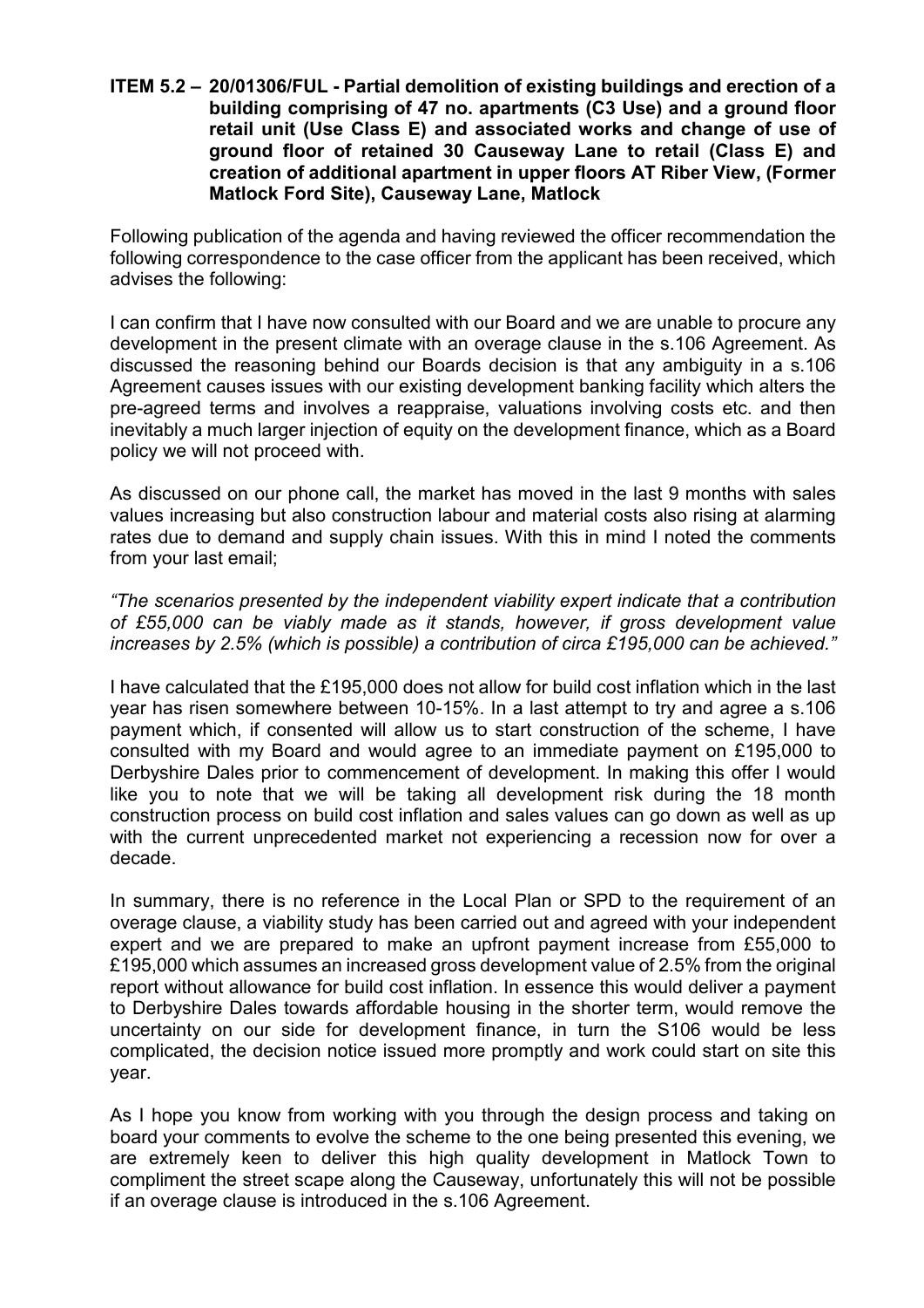**ITEM 5.2 – 20/01306/FUL - Partial demolition of existing buildings and erection of a building comprising of 47 no. apartments (C3 Use) and a ground floor retail unit (Use Class E) and associated works and change of use of ground floor of retained 30 Causeway Lane to retail (Class E) and creation of additional apartment in upper floors AT Riber View, (Former Matlock Ford Site), Causeway Lane, Matlock**

Following publication of the agenda and having reviewed the officer recommendation the following correspondence to the case officer from the applicant has been received, which advises the following:

I can confirm that I have now consulted with our Board and we are unable to procure any development in the present climate with an overage clause in the s.106 Agreement. As discussed the reasoning behind our Boards decision is that any ambiguity in a s.106 Agreement causes issues with our existing development banking facility which alters the pre-agreed terms and involves a reappraise, valuations involving costs etc. and then inevitably a much larger injection of equity on the development finance, which as a Board policy we will not proceed with.

As discussed on our phone call, the market has moved in the last 9 months with sales values increasing but also construction labour and material costs also rising at alarming rates due to demand and supply chain issues. With this in mind I noted the comments from your last email;

*"The scenarios presented by the independent viability expert indicate that a contribution of £55,000 can be viably made as it stands, however, if gross development value increases by 2.5% (which is possible) a contribution of circa £195,000 can be achieved."*

I have calculated that the £195,000 does not allow for build cost inflation which in the last year has risen somewhere between 10-15%. In a last attempt to try and agree a s.106 payment which, if consented will allow us to start construction of the scheme, I have consulted with my Board and would agree to an immediate payment on £195,000 to Derbyshire Dales prior to commencement of development. In making this offer I would like you to note that we will be taking all development risk during the 18 month construction process on build cost inflation and sales values can go down as well as up with the current unprecedented market not experiencing a recession now for over a decade.

In summary, there is no reference in the Local Plan or SPD to the requirement of an overage clause, a viability study has been carried out and agreed with your independent expert and we are prepared to make an upfront payment increase from £55,000 to £195,000 which assumes an increased gross development value of 2.5% from the original report without allowance for build cost inflation. In essence this would deliver a payment to Derbyshire Dales towards affordable housing in the shorter term, would remove the uncertainty on our side for development finance, in turn the S106 would be less complicated, the decision notice issued more promptly and work could start on site this year.

As I hope you know from working with you through the design process and taking on board your comments to evolve the scheme to the one being presented this evening, we are extremely keen to deliver this high quality development in Matlock Town to compliment the street scape along the Causeway, unfortunately this will not be possible if an overage clause is introduced in the s.106 Agreement.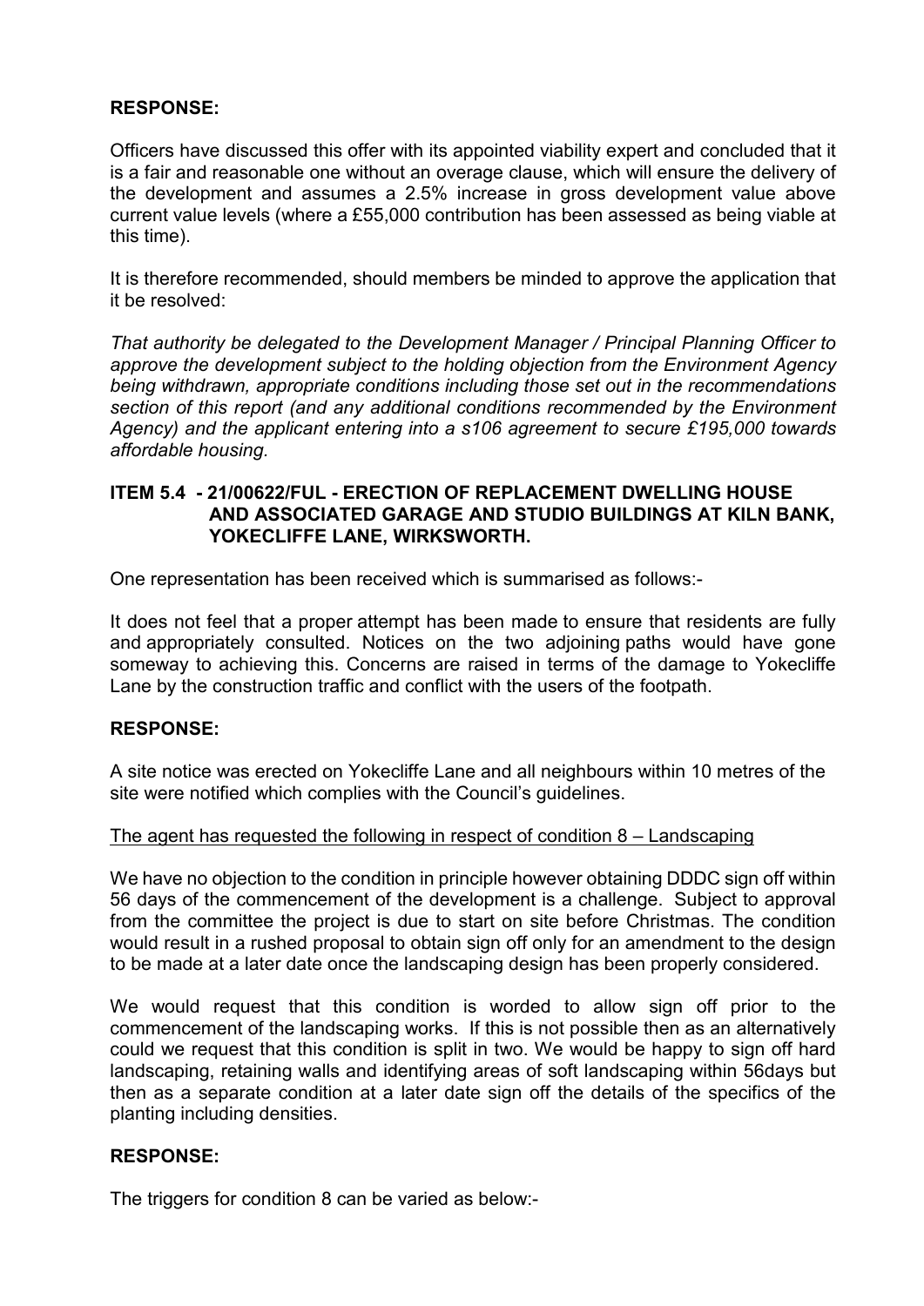**RESPONSE:**

Officers have discussed this offer with its appointed viability expert and concluded that it is a fair and reasonable one without an overage clause, which will ensure the delivery of the development and assumes a 2.5% increase in gross development value above current value levels (where a £55,000 contribution has been assessed as being viable at this time).

It is therefore recommended, should members be minded to approve the application that it be resolved:

*That authority be delegated to the Development Manager / Principal Planning Officer to approve the development subject to the holding objection from the Environment Agency being withdrawn, appropriate conditions including those set out in the recommendations section of this report (and any additional conditions recommended by the Environment Agency) and the applicant entering into a s106 agreement to secure £195,000 towards affordable housing.*

**ITEM 5.4 - 21/00622/FUL - ERECTION OF REPLACEMENT DWELLING HOUSE AND ASSOCIATED GARAGE AND STUDIO BUILDINGS AT KILN BANK, YOKECLIFFE LANE, WIRKSWORTH.**

One representation has been received which is summarised as follows:-

It does not feel that a proper attempt has been made to ensure that residents are fully and appropriately consulted. Notices on the two adjoining paths would have gone someway to achieving this. Concerns are raised in terms of the damage to Yokecliffe Lane by the construction traffic and conflict with the users of the footpath.

**RESPONSE:**

A site notice was erected on Yokecliffe Lane and all neighbours within 10 metres of the site were notified which complies with the Council's guidelines.

<u>The agent has requested the following in respect of condition 8 – Landscaping</u>

We have no objection to the condition in principle however obtaining DDDC sign off within 56 days of the commencement of the development is a challenge. Subject to approval from the committee the project is due to start on site before Christmas. The condition would result in a rushed proposal to obtain sign off only for an amendment to the design to be made at a later date once the landscaping design has been properly considered.

We would request that this condition is worded to allow sign off prior to the commencement of the landscaping works. If this is not possible then as an alternatively could we request that this condition is split in two. We would be happy to sign off hard landscaping, retaining walls and identifying areas of soft landscaping within 56days but then as a separate condition at a later date sign off the details of the specifics of the planting including densities.

**RESPONSE:**

The triggers for condition 8 can be varied as below:-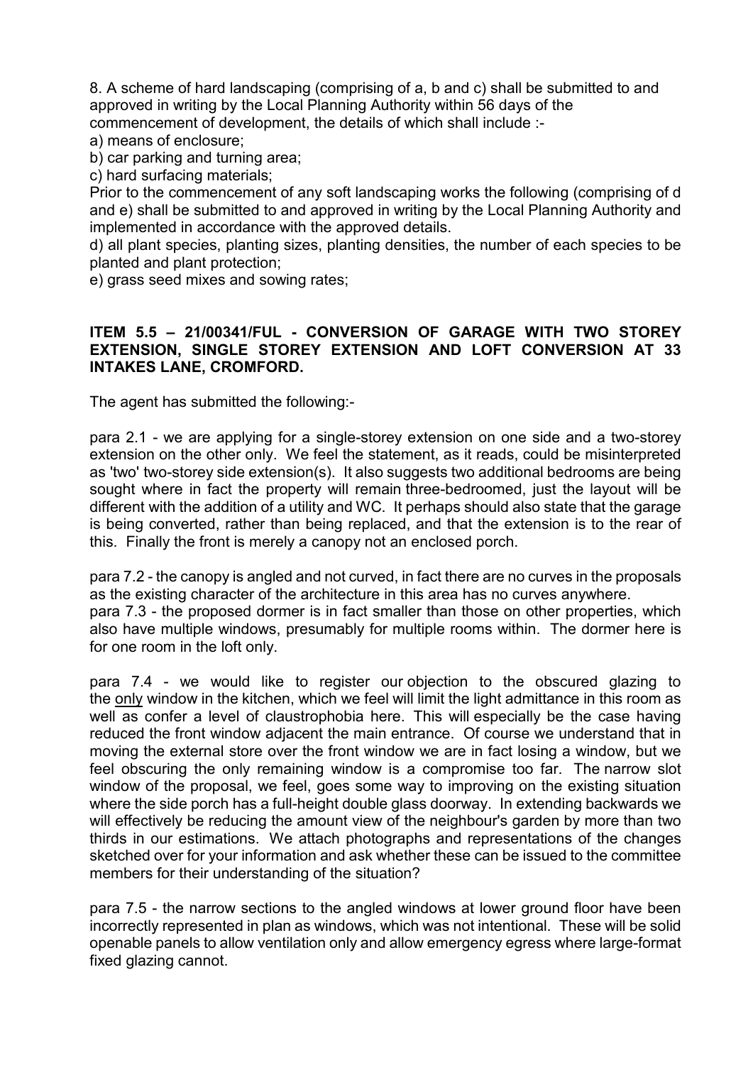8. A scheme of hard landscaping (comprising of a, b and c) shall be submitted to and approved in writing by the Local Planning Authority within 56 days of the commencement of development, the details of which shall include :-

a) means of enclosure;

b) car parking and turning area;

c) hard surfacing materials;

Prior to the commencement of any soft landscaping works the following (comprising of d and e) shall be submitted to and approved in writing by the Local Planning Authority and implemented in accordance with the approved details.

d) all plant species, planting sizes, planting densities, the number of each species to be planted and plant protection;

e) grass seed mixes and sowing rates;

**ITEM 5.5 – 21/00341/FUL - CONVERSION OF GARAGE WITH TWO STOREY EXTENSION, SINGLE STOREY EXTENSION AND LOFT CONVERSION AT 33 INTAKES LANE, CROMFORD.**

The agent has submitted the following:-

para 2.1 - we are applying for a single-storey extension on one side and a two-storey extension on the other only. We feel the statement, as it reads, could be misinterpreted as 'two' two-storey side extension(s). It also suggests two additional bedrooms are being sought where in fact the property will remain three-bedroomed, just the layout will be different with the addition of a utility and WC. It perhaps should also state that the garage is being converted, rather than being replaced, and that the extension is to the rear of this. Finally the front is merely a canopy not an enclosed porch.

para 7.2 - the canopy is angled and not curved, in fact there are no curves in the proposals as the existing character of the architecture in this area has no curves anywhere.

para 7.3 - the proposed dormer is in fact smaller than those on other properties, which also have multiple windows, presumably for multiple rooms within. The dormer here is for one room in the loft only.

para 7.4 - we would like to register our objection to the obscured glazing to the only window in the kitchen, which we feel will limit the light admittance in this room as well as confer a level of claustrophobia here. This will especially be the case having reduced the front window adjacent the main entrance. Of course we understand that in moving the external store over the front window we are in fact losing a window, but we feel obscuring the only remaining window is a compromise too far. The narrow slot window of the proposal, we feel, goes some way to improving on the existing situation where the side porch has a full-height double glass doorway. In extending backwards we will effectively be reducing the amount view of the neighbour's garden by more than two thirds in our estimations. We attach photographs and representations of the changes sketched over for your information and ask whether these can be issued to the committee members for their understanding of the situation?

para 7.5 - the narrow sections to the angled windows at lower ground floor have been incorrectly represented in plan as windows, which was not intentional. These will be solid openable panels to allow ventilation only and allow emergency egress where large-format fixed glazing cannot.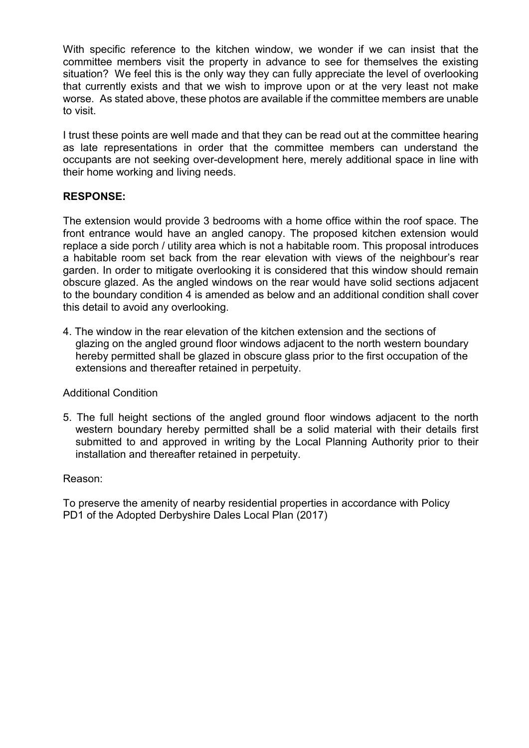With specific reference to the kitchen window, we wonder if we can insist that the committee members visit the property in advance to see for themselves the existing situation? We feel this is the only way they can fully appreciate the level of overlooking that currently exists and that we wish to improve upon or at the very least not make worse. As stated above, these photos are available if the committee members are unable to visit.

I trust these points are well made and that they can be read out at the committee hearing as late representations in order that the committee members can understand the occupants are not seeking over-development here, merely additional space in line with their home working and living needs.

**RESPONSE:**

The extension would provide 3 bedrooms with a home office within the roof space. The front entrance would have an angled canopy. The proposed kitchen extension would replace a side porch / utility area which is not a habitable room. This proposal introduces a habitable room set back from the rear elevation with views of the neighbour's rear garden. In order to mitigate overlooking it is considered that this window should remain obscure glazed. As the angled windows on the rear would have solid sections adjacent to the boundary condition 4 is amended as below and an additional condition shall cover this detail to avoid any overlooking.

4. The window in the rear elevation of the kitchen extension and the sections of glazing on the angled ground floor windows adjacent to the north western boundary hereby permitted shall be glazed in obscure glass prior to the first occupation of the extensions and thereafter retained in perpetuity.

Additional Condition

5. The full height sections of the angled ground floor windows adjacent to the north western boundary hereby permitted shall be a solid material with their details first submitted to and approved in writing by the Local Planning Authority prior to their installation and thereafter retained in perpetuity.

Reason:

To preserve the amenity of nearby residential properties in accordance with Policy PD1 of the Adopted Derbyshire Dales Local Plan (2017)